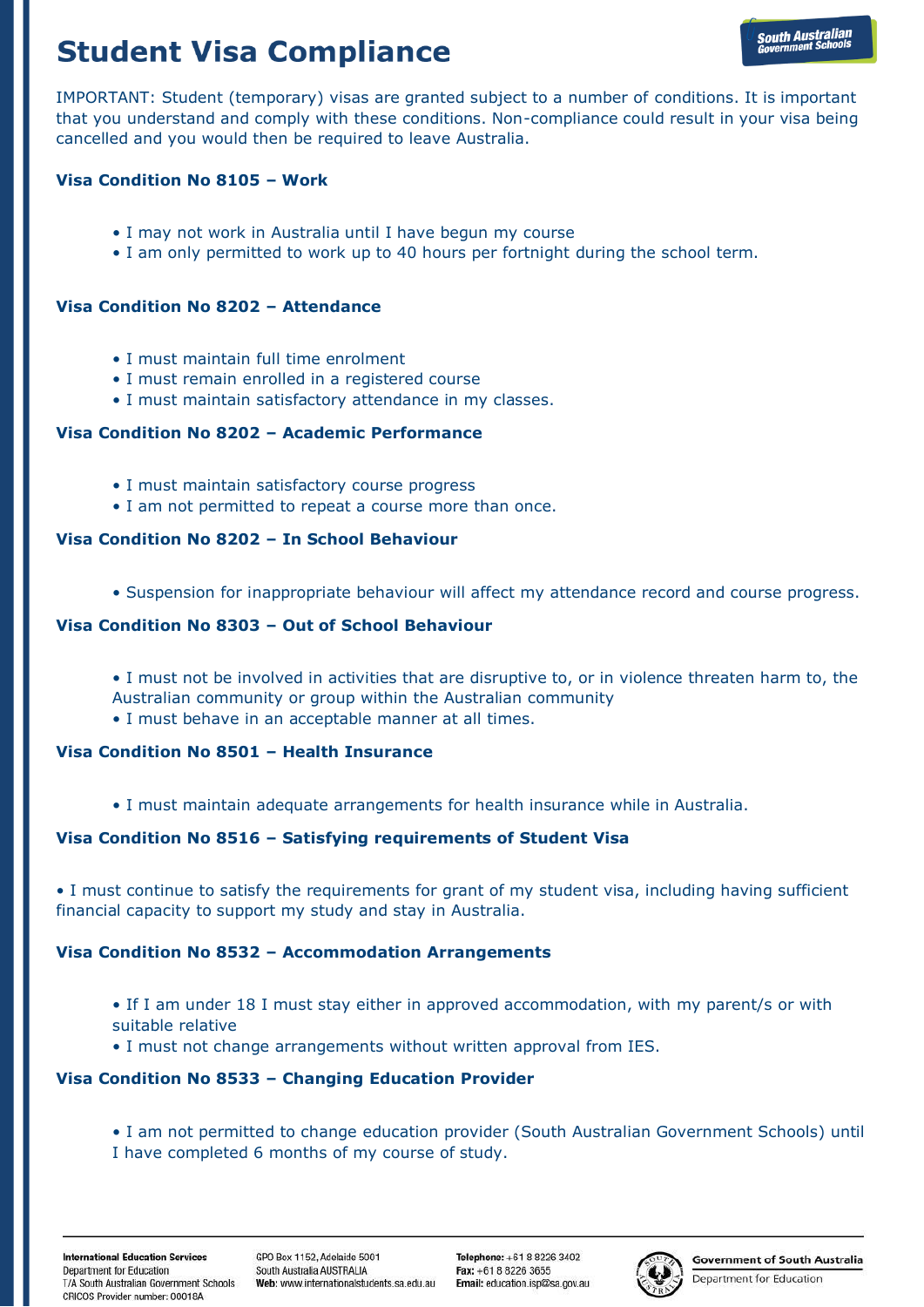# Student Visa Compliance

IMPORTANT: Student (temporary) visas are granted subject to a number of conditions. It is important that you understand and comply with these conditions. Non-compliance could result in your visa being cancelled and you would then be required to leave Australia.

### Visa Condition No 8105 – Work

- I may not work in Australia until I have begun my course
- I am only permitted to work up to 40 hours per fortnight during the school term.

### Visa Condition No 8202 – Attendance

- I must maintain full time enrolment
- I must remain enrolled in a registered course
- I must maintain satisfactory attendance in my classes.

### Visa Condition No 8202 – Academic Performance

- I must maintain satisfactory course progress
- I am not permitted to repeat a course more than once.

### Visa Condition No 8202 – In School Behaviour

- Suspension for inappropriate behaviour will affect my attendance record and course progress.

### Visa Condition No 8303 – Out of School Behaviour

- I must not be involved in activities that are disruptive to, or in violence threaten harm to, the Australian community or group within the Australian community
- I must behave in an acceptable manner at all times.

### Visa Condition No 8501 – Health Insurance

- I must maintain adequate arrangements for health insurance while in Australia.

### Visa Condition No 8516 – Satisfying requirements of Student Visa

- I must continue to satisfy the requirements for grant of my student visa, including having sufficient financial capacity to support my study and stay in Australia.

### Visa Condition No 8532 – Accommodation Arrangements

- If I am under 18 I must stay either in approved accommodation, with my parent/s or with suitable relative
- I must not change arrangements without written approval from IES.

### Visa Condition No 8533 – Changing Education Provider

- I am not permitted to change education provider (South Australian Government Schools) until I have completed 6 months of my course of study.

**International Education Services**
Department for Education
T/A South Australian Government Schools
CRICOS Provider number: 00018A

GPO Box 1152, Adelaide 5001
South Australia AUSTRALIA
**Web:** www.internationalstudents.sa.edu.au

**Telephone:** +61 8 8226 3402
**Fax:** +61 8 8226 3655
**Email:** education.isp@sa.gov.au

Government of South Australia
Department for Education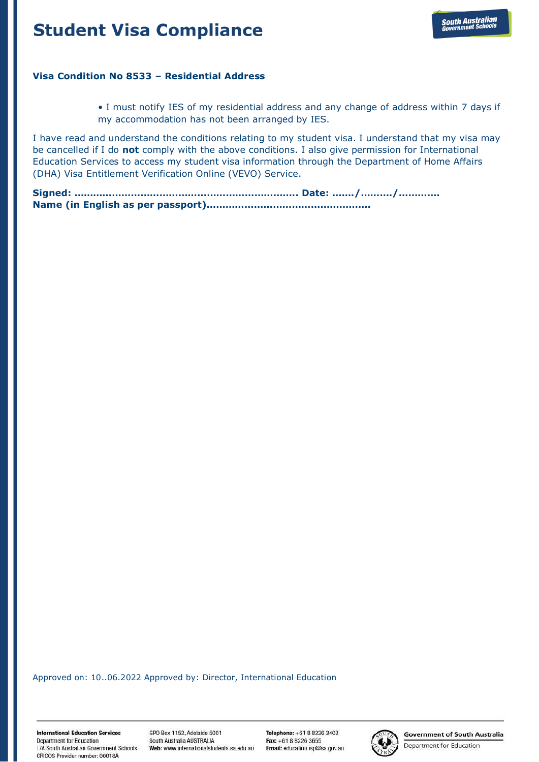# Student Visa Compliance

**Visa Condition No 8533 – Residential Address**

- I must notify IES of my residential address and any change of address within 7 days if my accommodation has not been arranged by IES.

I have read and understand the conditions relating to my student visa. I understand that my visa may be cancelled if I do **not** comply with the above conditions. I also give permission for International Education Services to access my student visa information through the Department of Home Affairs (DHA) Visa Entitlement Verification Online (VEVO) Service.

**Signed: ………………………………………………………………. Date: ……./………./…………**
**Name (in English as per passport)……………………………………………**

Approved on: 10..06.2022 Approved by: Director, International Education

**International Education Services**
Department for Education
T/A South Australian Government Schools
CRICOS Provider number: 00018A

GPO Box 1152, Adelaide 5001
South Australia AUSTRALIA
**Web:** www.internationalstudents.sa.edu.au

**Telephone:** +61 8 8226 3402
**Fax:** +61 8 8226 3655
**Email:** education.isp@sa.gov.au

Government of South Australia
Department for Education